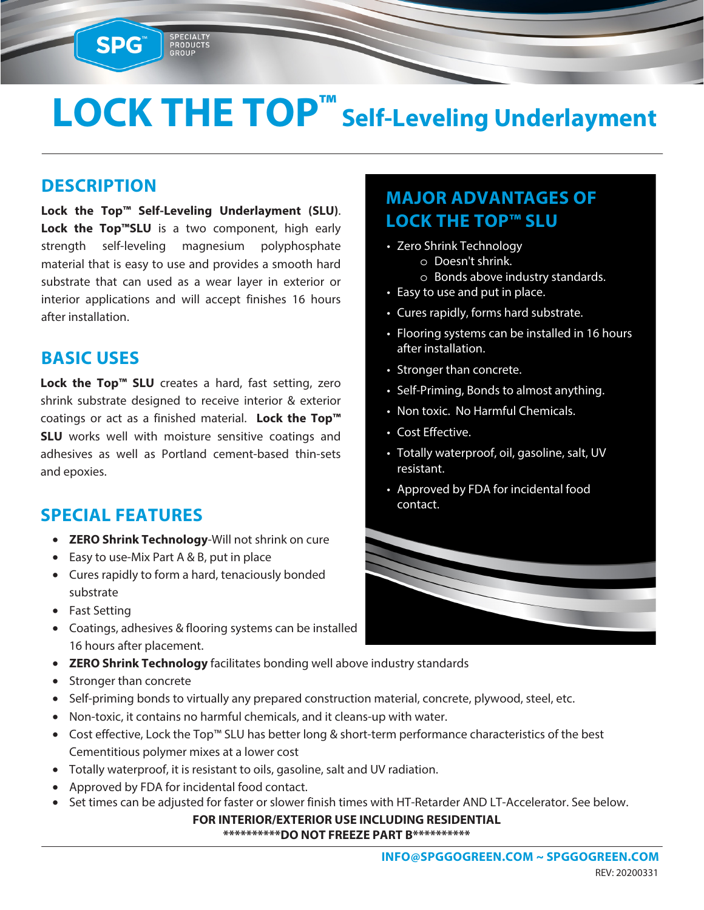SPG™ SPECIALTY PRODUCTS GROUP

# LOCK THE TOP™ Self-Leveling Underlayment

## DESCRIPTION

**Lock the Top™ Self-Leveling Underlayment (SLU)**. **Lock the Top™SLU** is a two component, high early strength self-leveling magnesium polyphosphate material that is easy to use and provides a smooth hard substrate that can used as a wear layer in exterior or interior applications and will accept finishes 16 hours after installation.

## BASIC USES

**Lock the Top™ SLU** creates a hard, fast setting, zero shrink substrate designed to receive interior & exterior coatings or act as a finished material. **Lock the Top™ SLU** works well with moisture sensitive coatings and adhesives as well as Portland cement-based thin-sets and epoxies.

## MAJOR ADVANTAGES OF LOCK THE TOP™ SLU

- Zero Shrink Technology
  - Doesn't shrink.
  - Bonds above industry standards.
- Easy to use and put in place.
- Cures rapidly, forms hard substrate.
- Flooring systems can be installed in 16 hours after installation.
- Stronger than concrete.
- Self-Priming, Bonds to almost anything.
- Non toxic. No Harmful Chemicals.
- Cost Effective.
- Totally waterproof, oil, gasoline, salt, UV resistant.
- Approved by FDA for incidental food contact.

## SPECIAL FEATURES

- **ZERO Shrink Technology**-Will not shrink on cure
- Easy to use-Mix Part A & B, put in place
- Cures rapidly to form a hard, tenaciously bonded substrate
- Fast Setting
- Coatings, adhesives & flooring systems can be installed 16 hours after placement.
- **ZERO Shrink Technology** facilitates bonding well above industry standards
- Stronger than concrete
- Self-priming bonds to virtually any prepared construction material, concrete, plywood, steel, etc.
- Non-toxic, it contains no harmful chemicals, and it cleans-up with water.
- Cost effective, Lock the Top™ SLU has better long & short-term performance characteristics of the best Cementitious polymer mixes at a lower cost
- Totally waterproof, it is resistant to oils, gasoline, salt and UV radiation.
- Approved by FDA for incidental food contact.
- Set times can be adjusted for faster or slower finish times with HT-Retarder AND LT-Accelerator. See below.

**FOR INTERIOR/EXTERIOR USE INCLUDING RESIDENTIAL**

**\*\*\*\*\*\*\*\*\*\*DO NOT FREEZE PART B\*\*\*\*\*\*\*\*\*\***

**INFO@SPGGOGREEN.COM ~ SPGGOGREEN.COM**

REV: 20200331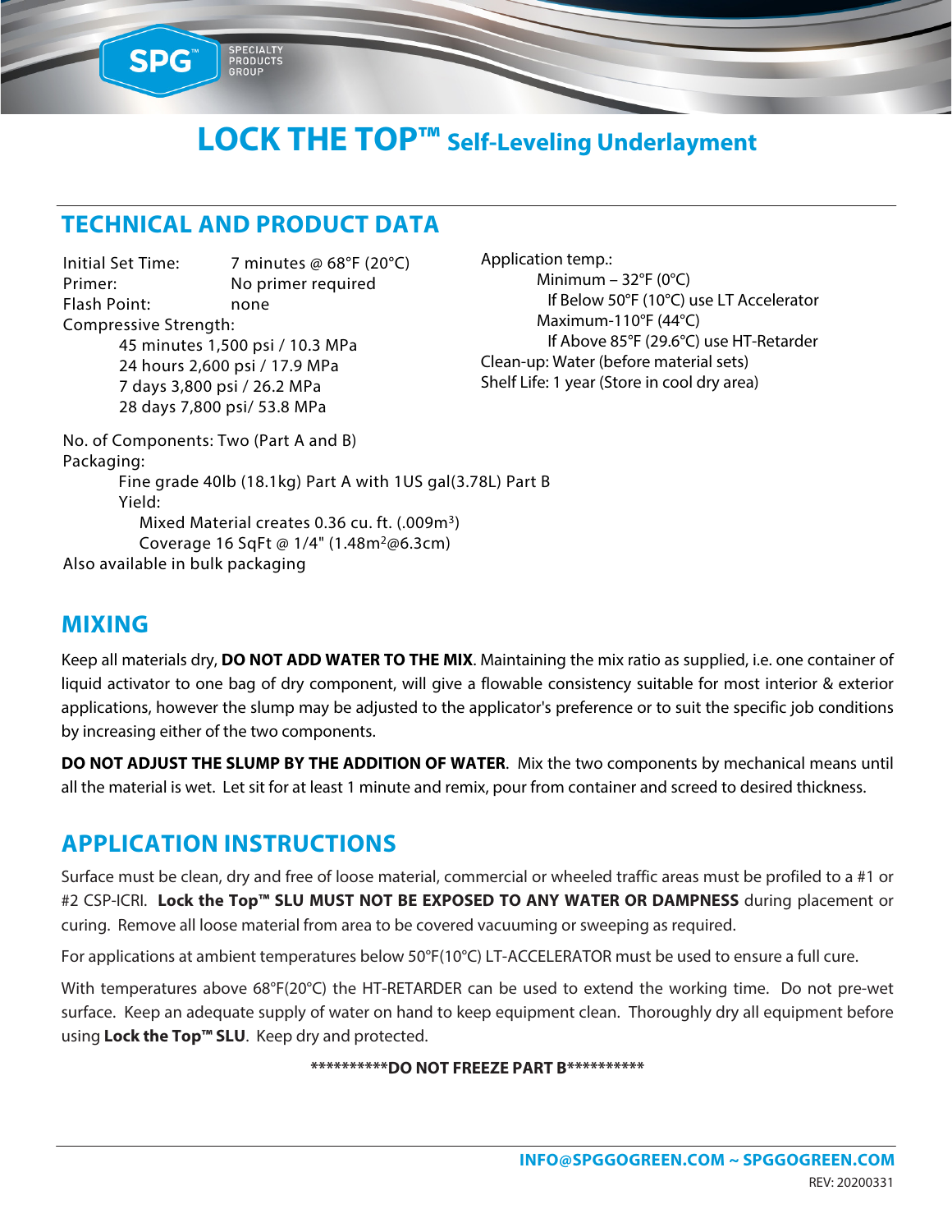## LOCK THE TOP™ Self-Leveling Underlayment

### TECHNICAL AND PRODUCT DATA

Initial Set Time: 7 minutes @ 68°F (20°C)
Primer: No primer required
Flash Point: none
Compressive Strength:
- 45 minutes 1,500 psi / 10.3 MPa
- 24 hours 2,600 psi / 17.9 MPa
- 7 days 3,800 psi / 26.2 MPa
- 28 days 7,800 psi/ 53.8 MPa

Application temp.:
- Minimum – 32°F (0°C)
  - If Below 50°F (10°C) use LT Accelerator
- Maximum-110°F (44°C)
  - If Above 85°F (29.6°C) use HT-Retarder

Clean-up: Water (before material sets)
Shelf Life: 1 year (Store in cool dry area)

No. of Components: Two (Part A and B)
Packaging:
- Fine grade 40lb (18.1kg) Part A with 1US gal(3.78L) Part B
- Yield:
  - Mixed Material creates 0.36 cu. ft. (.009m$^3$)
  - Coverage 16 SqFt @ 1/4" (1.48m$^2$@6.3cm)

Also available in bulk packaging

### MIXING

Keep all materials dry, **DO NOT ADD WATER TO THE MIX**. Maintaining the mix ratio as supplied, i.e. one container of liquid activator to one bag of dry component, will give a flowable consistency suitable for most interior & exterior applications, however the slump may be adjusted to the applicator's preference or to suit the specific job conditions by increasing either of the two components.

**DO NOT ADJUST THE SLUMP BY THE ADDITION OF WATER**. Mix the two components by mechanical means until all the material is wet. Let sit for at least 1 minute and remix, pour from container and screed to desired thickness.

### APPLICATION INSTRUCTIONS

Surface must be clean, dry and free of loose material, commercial or wheeled traffic areas must be profiled to a #1 or #2 CSP-ICRI. **Lock the Top™ SLU MUST NOT BE EXPOSED TO ANY WATER OR DAMPNESS** during placement or curing. Remove all loose material from area to be covered vacuuming or sweeping as required.

For applications at ambient temperatures below 50°F(10°C) LT-ACCELERATOR must be used to ensure a full cure.

With temperatures above 68°F(20°C) the HT-RETARDER can be used to extend the working time. Do not pre-wet surface. Keep an adequate supply of water on hand to keep equipment clean. Thoroughly dry all equipment before using **Lock the Top™ SLU**. Keep dry and protected.

**\*\*\*\*\*\*\*\*\*\*DO NOT FREEZE PART B\*\*\*\*\*\*\*\*\*\***

**INFO@SPGGOGREEN.COM ~ SPGGOGREEN.COM**

REV: 20200331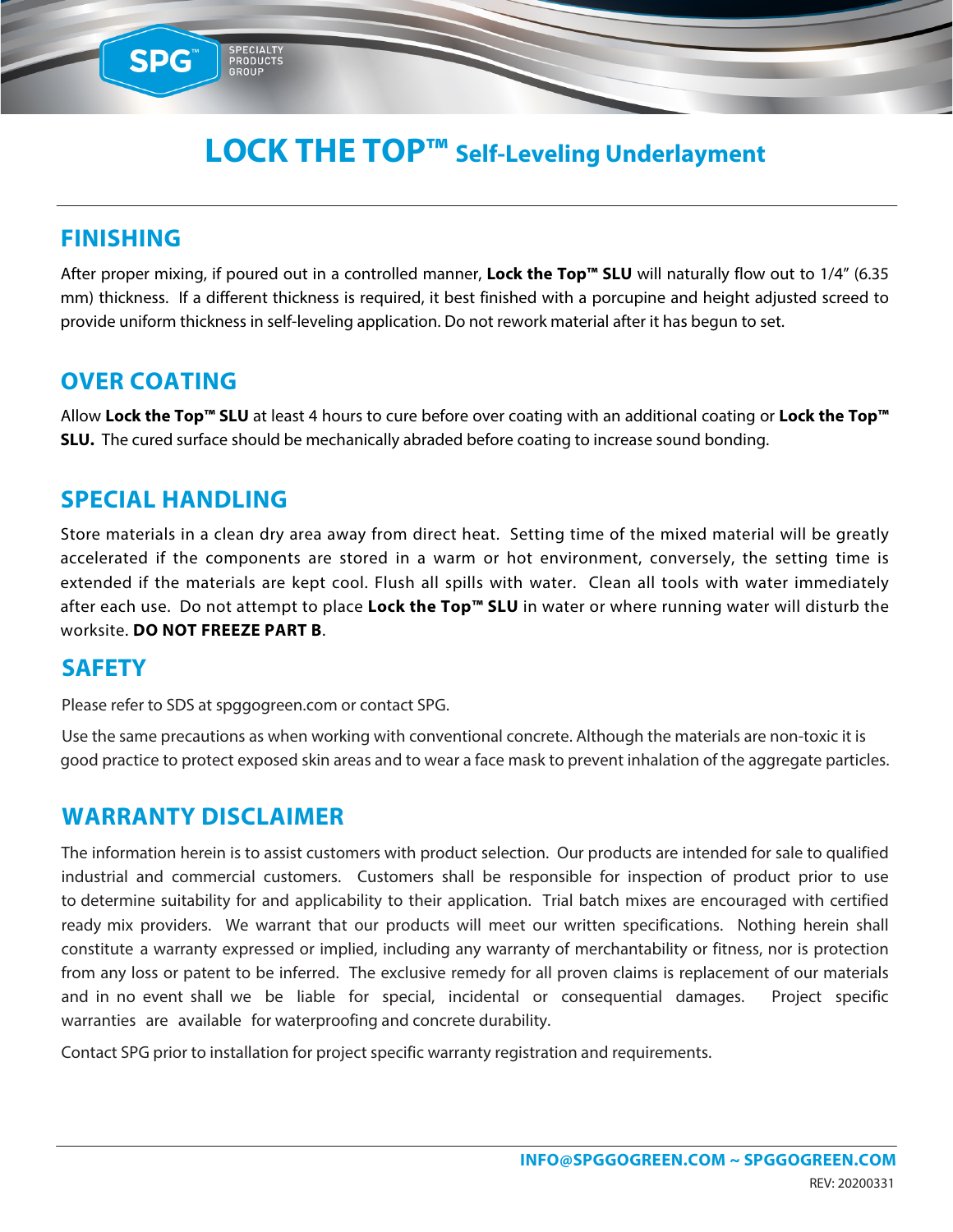# LOCK THE TOP™ Self-Leveling Underlayment

## FINISHING

After proper mixing, if poured out in a controlled manner, **Lock the Top™ SLU** will naturally flow out to 1/4" (6.35 mm) thickness. If a different thickness is required, it best finished with a porcupine and height adjusted screed to provide uniform thickness in self-leveling application. Do not rework material after it has begun to set.

## OVER COATING

Allow **Lock the Top™ SLU** at least 4 hours to cure before over coating with an additional coating or **Lock the Top™ SLU.** The cured surface should be mechanically abraded before coating to increase sound bonding.

## SPECIAL HANDLING

Store materials in a clean dry area away from direct heat. Setting time of the mixed material will be greatly accelerated if the components are stored in a warm or hot environment, conversely, the setting time is extended if the materials are kept cool. Flush all spills with water. Clean all tools with water immediately after each use. Do not attempt to place **Lock the Top™ SLU** in water or where running water will disturb the worksite. **DO NOT FREEZE PART B**.

## SAFETY

Please refer to SDS at spggogreen.com or contact SPG.

Use the same precautions as when working with conventional concrete. Although the materials are non-toxic it is good practice to protect exposed skin areas and to wear a face mask to prevent inhalation of the aggregate particles.

## WARRANTY DISCLAIMER

The information herein is to assist customers with product selection. Our products are intended for sale to qualified industrial and commercial customers. Customers shall be responsible for inspection of product prior to use to determine suitability for and applicability to their application. Trial batch mixes are encouraged with certified ready mix providers. We warrant that our products will meet our written specifications. Nothing herein shall constitute a warranty expressed or implied, including any warranty of merchantability or fitness, nor is protection from any loss or patent to be inferred. The exclusive remedy for all proven claims is replacement of our materials and in no event shall we be liable for special, incidental or consequential damages. Project specific warranties are available for waterproofing and concrete durability.

Contact SPG prior to installation for project specific warranty registration and requirements.

**INFO@SPGGOGREEN.COM ~ SPGGOGREEN.COM**

REV: 20200331